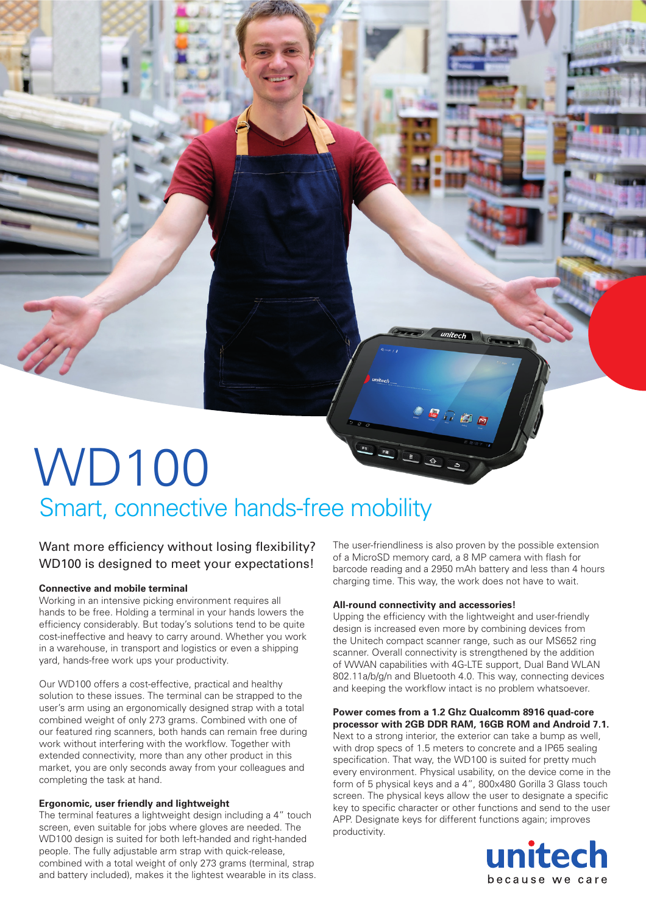# WD100

## Smart, connective hands-free mobility

Want more efficiency without losing flexibility? WD100 is designed to meet your expectations!

**Connective and mobile terminal**

Working in an intensive picking environment requires all hands to be free. Holding a terminal in your hands lowers the efficiency considerably. But today's solutions tend to be quite cost-ineffective and heavy to carry around. Whether you work in a warehouse, in transport and logistics or even a shipping yard, hands-free work ups your productivity.

Our WD100 offers a cost-effective, practical and healthy solution to these issues. The terminal can be strapped to the user's arm using an ergonomically designed strap with a total combined weight of only 273 grams. Combined with one of our featured ring scanners, both hands can remain free during work without interfering with the workflow. Together with extended connectivity, more than any other product in this market, you are only seconds away from your colleagues and completing the task at hand.

**Ergonomic, user friendly and lightweight**

The terminal features a lightweight design including a 4" touch screen, even suitable for jobs where gloves are needed. The WD100 design is suited for both left-handed and right-handed people. The fully adjustable arm strap with quick-release, combined with a total weight of only 273 grams (terminal, strap and battery included), makes it the lightest wearable in its class.

The user-friendliness is also proven by the possible extension of a MicroSD memory card, a 8 MP camera with flash for barcode reading and a 2950 mAh battery and less than 4 hours charging time. This way, the work does not have to wait.

**All-round connectivity and accessories!**

Upping the efficiency with the lightweight and user-friendly design is increased even more by combining devices from the Unitech compact scanner range, such as our MS652 ring scanner. Overall connectivity is strengthened by the addition of WWAN capabilities with 4G-LTE support, Dual Band WLAN 802.11a/b/g/n and Bluetooth 4.0. This way, connecting devices and keeping the workflow intact is no problem whatsoever.

**Power comes from a 1.2 Ghz Qualcomm 8916 quad-core processor with 2GB DDR RAM, 16GB ROM and Android 7.1.**

Next to a strong interior, the exterior can take a bump as well, with drop specs of 1.5 meters to concrete and a IP65 sealing specification. That way, the WD100 is suited for pretty much every environment. Physical usability, on the device come in the form of 5 physical keys and a 4", 800x480 Gorilla 3 Glass touch screen. The physical keys allow the user to designate a specific key to specific character or other functions and send to the user APP. Designate keys for different functions again; improves productivity.

unitech
because we care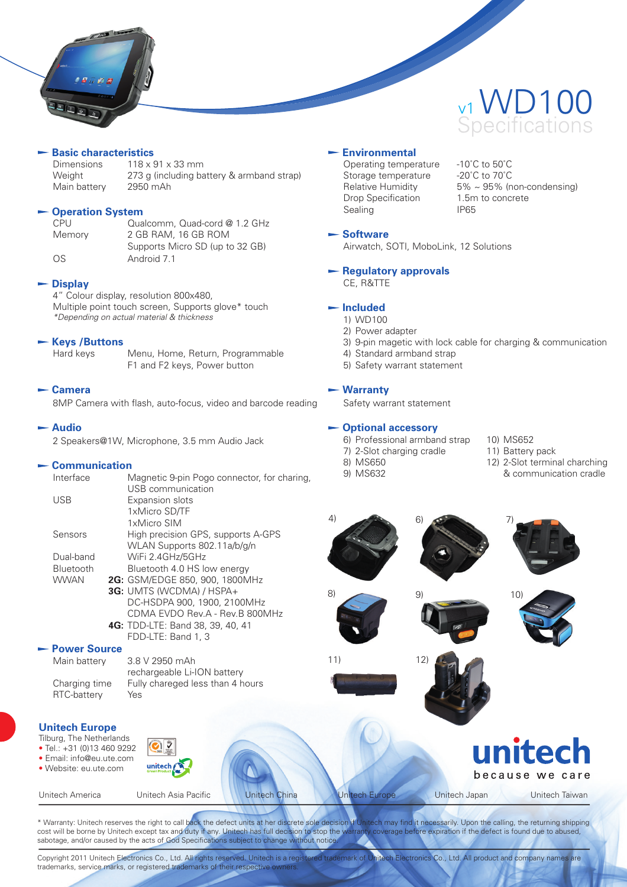# v1 WD100 Specifications

## Basic characteristics

| | |
|---|---|
| Dimensions | 118 x 91 x 33 mm |
| Weight | 273 g (including battery & armband strap) |
| Main battery | 2950 mAh |

## Operation System

| | |
|---|---|
| CPU | Qualcomm, Quad-cord @ 1.2 GHz |
| Memory | 2 GB RAM, 16 GB ROM<br>Supports Micro SD (up to 32 GB) |
| OS | Android 7.1 |

## Display

4" Colour display, resolution 800x480,
Multiple point touch screen, Supports glove* touch
*\*Depending on actual material & thickness*

## Keys /Buttons

| | |
|---|---|
| Hard keys | Menu, Home, Return, Programmable F1 and F2 keys, Power button |

## Camera

8MP Camera with flash, auto-focus, video and barcode reading

## Audio

2 Speakers@1W, Microphone, 3.5 mm Audio Jack

## Communication

| | |
|---|---|
| Interface | Magnetic 9-pin Pogo connector, for charing, USB communication |
| USB | Expansion slots<br>1xMicro SD/TF<br>1xMicro SIM |
| Sensors | High precision GPS, supports A-GPS<br>WLAN Supports 802.11a/b/g/n |
| Dual-band | WiFi 2.4GHz/5GHz |
| Bluetooth | Bluetooth 4.0 HS low energy |
| WWAN | **2G:** GSM/EDGE 850, 900, 1800MHz<br>**3G:** UMTS (WCDMA) / HSPA+ DC-HSDPA 900, 1900, 2100MHz CDMA EVDO Rev.A - Rev.B 800MHz<br>**4G:** TDD-LTE: Band 38, 39, 40, 41 FDD-LTE: Band 1, 3 |

## Power Source

| | |
|---|---|
| Main battery | 3.8 V 2950 mAh rechargeable Li-ION battery |
| Charging time | Fully chareged less than 4 hours |
| RTC-battery | Yes |

## Environmental

| | |
|---|---|
| Operating temperature | -10˚C to 50˚C |
| Storage temperature | -20˚C to 70˚C |
| Relative Humidity | 5% ~ 95% (non-condensing) |
| Drop Specification | 1.5m to concrete |
| Sealing | IP65 |

## Software

Airwatch, SOTI, MoboLink, 12 Solutions

## Regulatory approvals

CE, R&TTE

## Included

1) WD100
2) Power adapter
3) 9-pin magetic with lock cable for charging & communication
4) Standard armband strap
5) Safety warrant statement

## Warranty

Safety warrant statement

## Optional accessory

6) Professional armband strap
7) 2-Slot charging cradle
8) MS650
9) MS632
10) MS652
11) Battery pack
12) 2-Slot terminal charching & communication cradle

4) 6) 7) 8) 9) 10) 11) 12)

## Unitech Europe

Tilburg, The Netherlands
- Tel.: +31 (0)13 460 9292
- Email: info@eu.ute.com
- Website: eu.ute.com

unitech because we care

Unitech America | Unitech Asia Pacific | Unitech China | Unitech Europe | Unitech Japan | Unitech Taiwan

\* Warranty: Unitech reserves the right to call back the defect units at her discrete sole decision if Unitech may find it necessarily. Upon the calling, the returning shipping cost will be borne by Unitech except tax and duty if any. Unitech has full decision to stop the warranty coverage before expiration if the defect is found due to abused, sabotage, and/or caused by the acts of God Specifications subject to change without notice.

Copyright 2011 Unitech Electronics Co., Ltd. All rights reserved. Unitech is a registered trademark of Unitech Electronics Co., Ltd. All product and company names are trademarks, service marks, or registered trademarks of their respective owners.